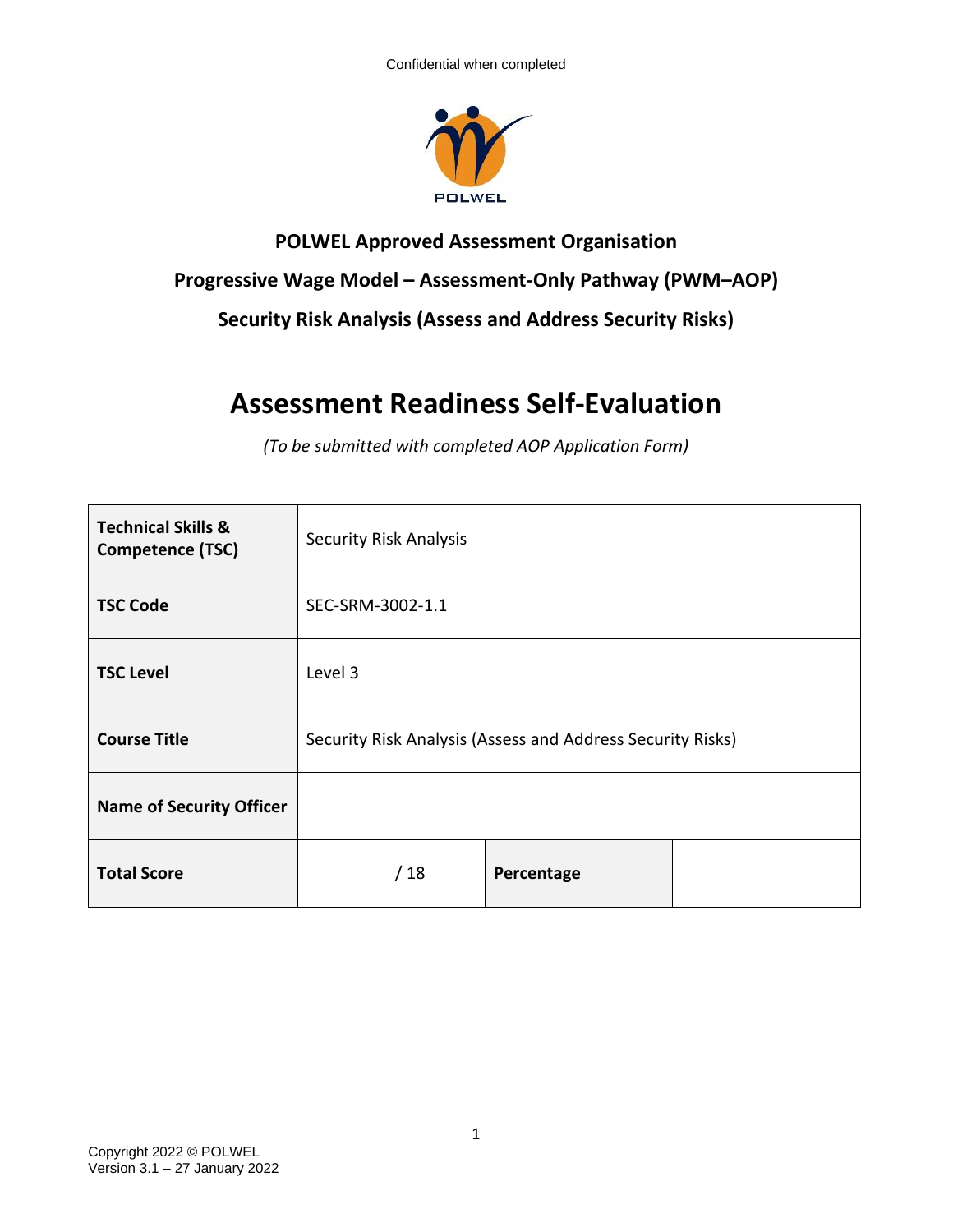Confidential when completed

POLWEL

**POLWEL Approved Assessment Organisation**

**Progressive Wage Model – Assessment-Only Pathway (PWM–AOP)**

**Security Risk Analysis (Assess and Address Security Risks)**

# Assessment Readiness Self-Evaluation

*(To be submitted with completed AOP Application Form)*

| | | | |
|---|---|---|---|
| **Technical Skills & Competence (TSC)** | Security Risk Analysis | | |
| **TSC Code** | SEC-SRM-3002-1.1 | | |
| **TSC Level** | Level 3 | | |
| **Course Title** | Security Risk Analysis (Assess and Address Security Risks) | | |
| **Name of Security Officer** | | | |
| **Total Score** | / 18 | **Percentage** | |

Copyright 2022 © POLWEL
Version 3.1 – 27 January 2022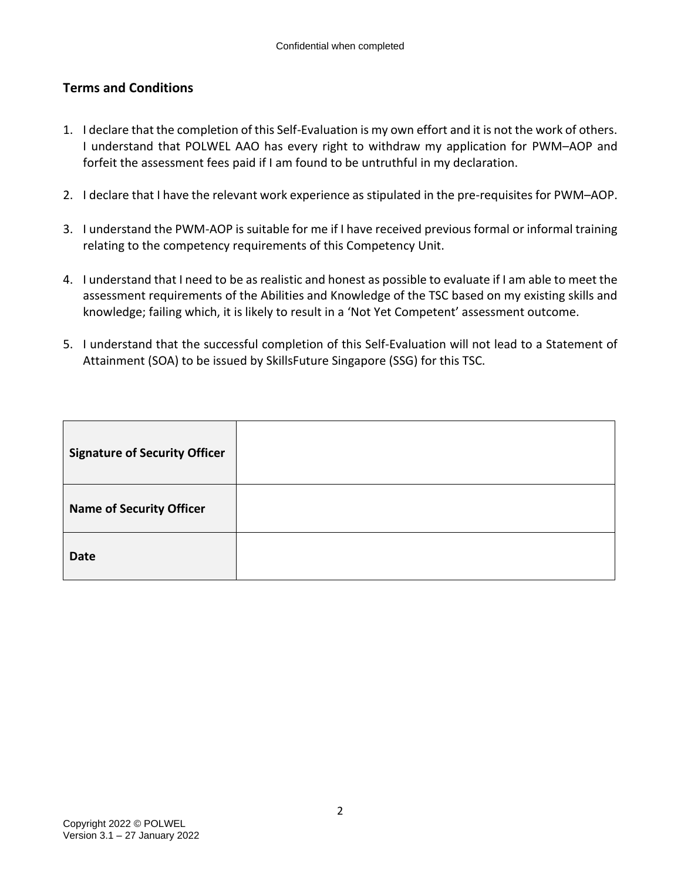## Terms and Conditions

1. I declare that the completion of this Self-Evaluation is my own effort and it is not the work of others. I understand that POLWEL AAO has every right to withdraw my application for PWM–AOP and forfeit the assessment fees paid if I am found to be untruthful in my declaration.

2. I declare that I have the relevant work experience as stipulated in the pre-requisites for PWM–AOP.

3. I understand the PWM-AOP is suitable for me if I have received previous formal or informal training relating to the competency requirements of this Competency Unit.

4. I understand that I need to be as realistic and honest as possible to evaluate if I am able to meet the assessment requirements of the Abilities and Knowledge of the TSC based on my existing skills and knowledge; failing which, it is likely to result in a 'Not Yet Competent' assessment outcome.

5. I understand that the successful completion of this Self-Evaluation will not lead to a Statement of Attainment (SOA) to be issued by SkillsFuture Singapore (SSG) for this TSC.

| | |
|---|---|
| **Signature of Security Officer** | |
| **Name of Security Officer** | |
| **Date** | |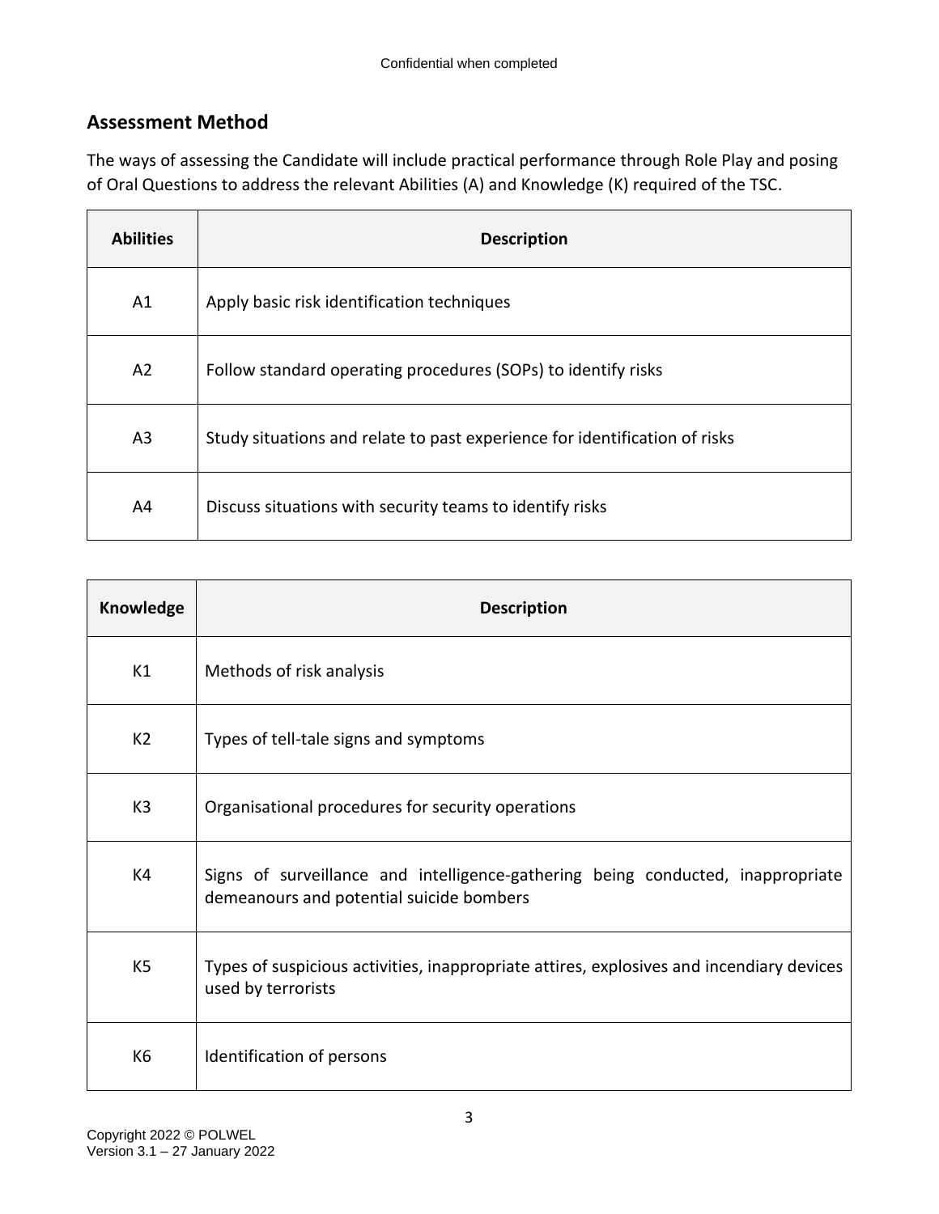## Assessment Method

The ways of assessing the Candidate will include practical performance through Role Play and posing of Oral Questions to address the relevant Abilities (A) and Knowledge (K) required of the TSC.

| Abilities | Description |
|---|---|
| A1 | Apply basic risk identification techniques |
| A2 | Follow standard operating procedures (SOPs) to identify risks |
| A3 | Study situations and relate to past experience for identification of risks |
| A4 | Discuss situations with security teams to identify risks |

| Knowledge | Description |
|---|---|
| K1 | Methods of risk analysis |
| K2 | Types of tell-tale signs and symptoms |
| K3 | Organisational procedures for security operations |
| K4 | Signs of surveillance and intelligence-gathering being conducted, inappropriate demeanours and potential suicide bombers |
| K5 | Types of suspicious activities, inappropriate attires, explosives and incendiary devices used by terrorists |
| K6 | Identification of persons |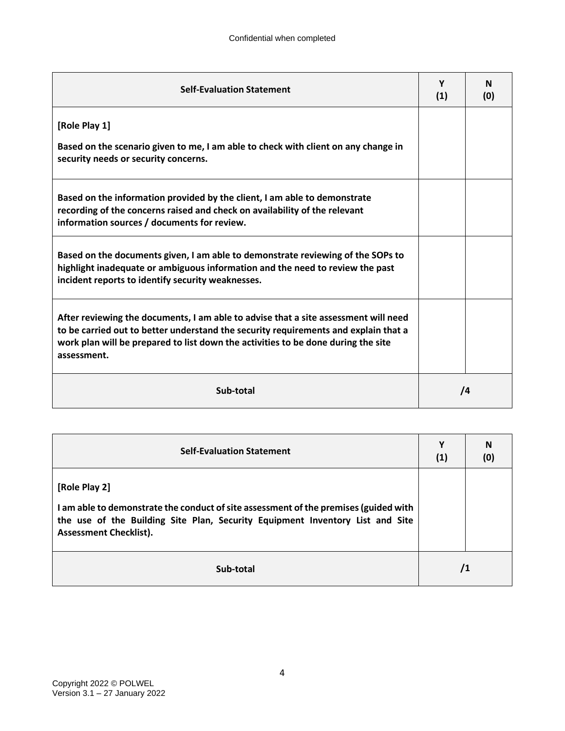| Self-Evaluation Statement | Y (1) | N (0) |
| --- | --- | --- |
| **[Role Play 1]**<br><br>**Based on the scenario given to me, I am able to check with client on any change in security needs or security concerns.** | | |
| **Based on the information provided by the client, I am able to demonstrate recording of the concerns raised and check on availability of the relevant information sources / documents for review.** | | |
| **Based on the documents given, I am able to demonstrate reviewing of the SOPs to highlight inadequate or ambiguous information and the need to review the past incident reports to identify security weaknesses.** | | |
| **After reviewing the documents, I am able to advise that a site assessment will need to be carried out to better understand the security requirements and explain that a work plan will be prepared to list down the activities to be done during the site assessment.** | | |
| **Sub-total** | **/4** | |

| Self-Evaluation Statement | Y (1) | N (0) |
| --- | --- | --- |
| **[Role Play 2]**<br><br>**I am able to demonstrate the conduct of site assessment of the premises (guided with the use of the Building Site Plan, Security Equipment Inventory List and Site Assessment Checklist).** | | |
| **Sub-total** | **/1** | |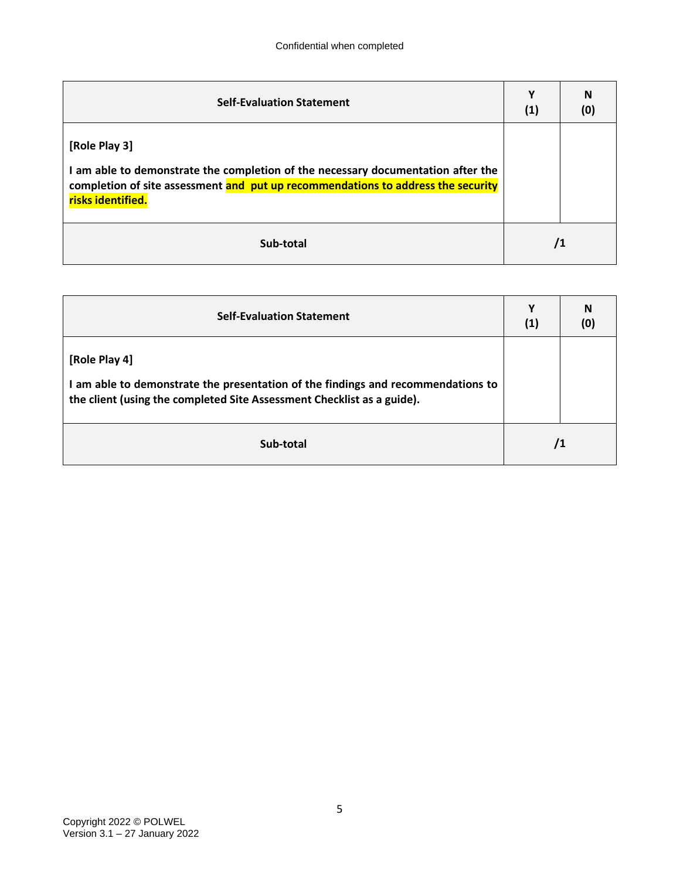| Self-Evaluation Statement | Y (1) | N (0) |
|---|---|---|
| **[Role Play 3]** **I am able to demonstrate the completion of the necessary documentation after the completion of site assessment and put up recommendations to address the security risks identified.** | | |
| **Sub-total** | **/1** | |

| Self-Evaluation Statement | Y (1) | N (0) |
|---|---|---|
| **[Role Play 4]** **I am able to demonstrate the presentation of the findings and recommendations to the client (using the completed Site Assessment Checklist as a guide).** | | |
| **Sub-total** | **/1** | |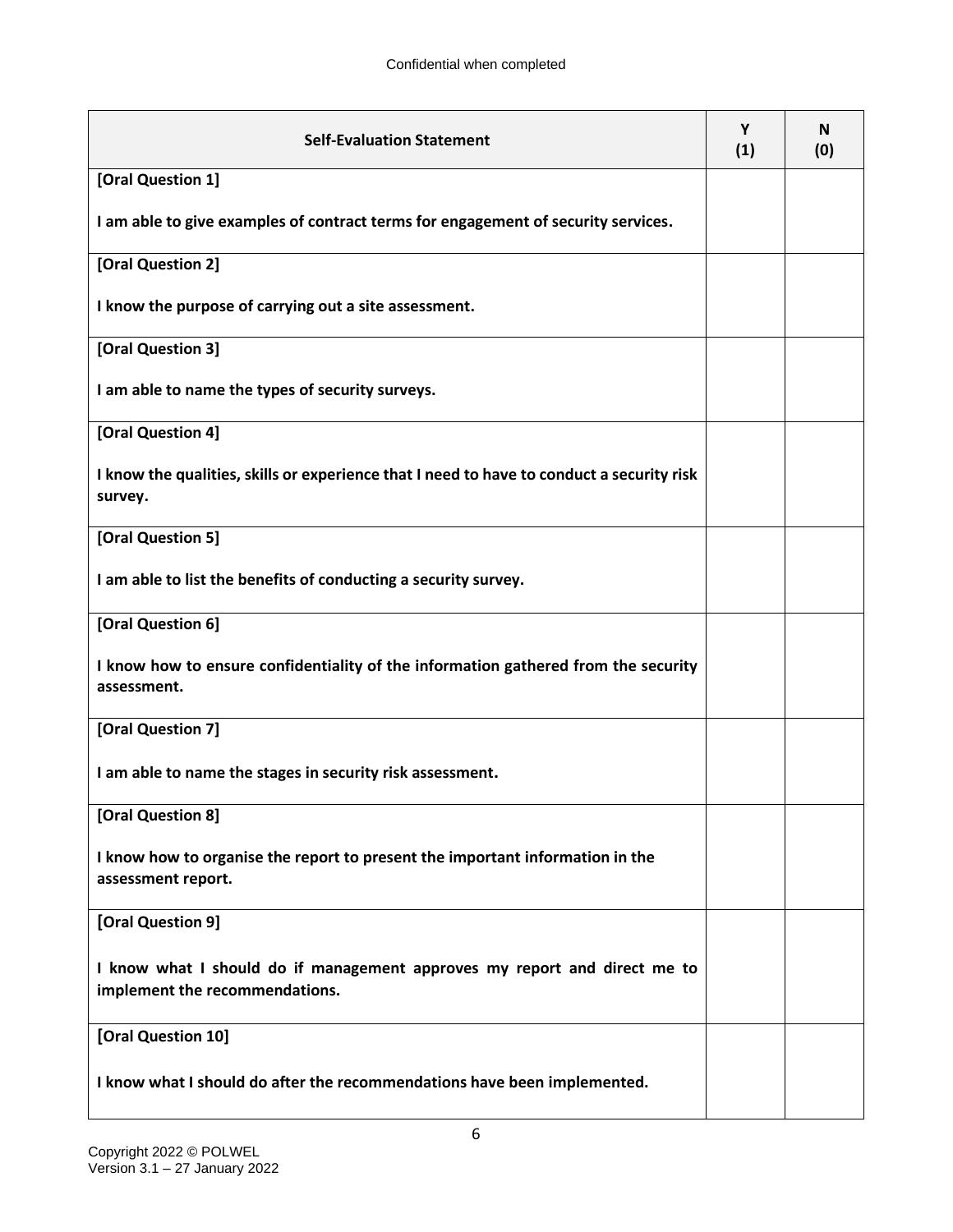| Self-Evaluation Statement | Y (1) | N (0) |
|---|---|---|
| **[Oral Question 1]**<br><br>**I am able to give examples of contract terms for engagement of security services.** | | |
| **[Oral Question 2]**<br><br>**I know the purpose of carrying out a site assessment.** | | |
| **[Oral Question 3]**<br><br>**I am able to name the types of security surveys.** | | |
| **[Oral Question 4]**<br><br>**I know the qualities, skills or experience that I need to have to conduct a security risk survey.** | | |
| **[Oral Question 5]**<br><br>**I am able to list the benefits of conducting a security survey.** | | |
| **[Oral Question 6]**<br><br>**I know how to ensure confidentiality of the information gathered from the security assessment.** | | |
| **[Oral Question 7]**<br><br>**I am able to name the stages in security risk assessment.** | | |
| **[Oral Question 8]**<br><br>**I know how to organise the report to present the important information in the assessment report.** | | |
| **[Oral Question 9]**<br><br>**I know what I should do if management approves my report and direct me to implement the recommendations.** | | |
| **[Oral Question 10]**<br><br>**I know what I should do after the recommendations have been implemented.** | | |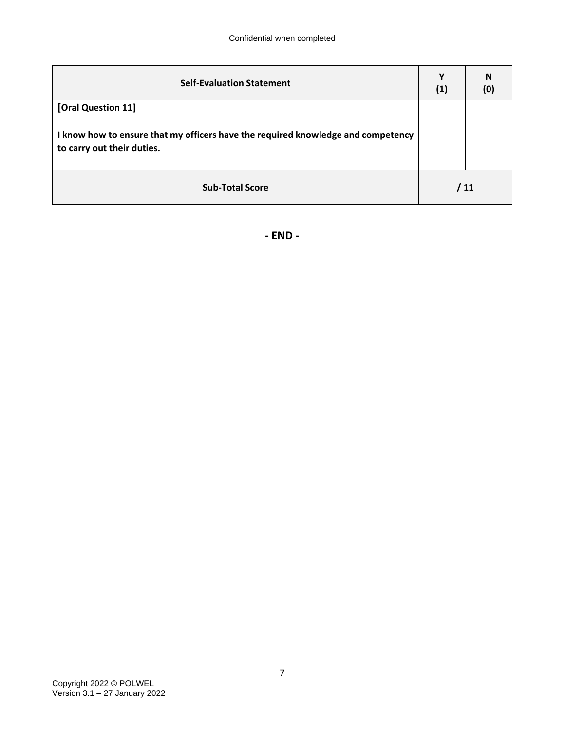| Self-Evaluation Statement | Y (1) | N (0) |
|---|---|---|
| **[Oral Question 11]**<br><br>**I know how to ensure that my officers have the required knowledge and competency to carry out their duties.** | | |
| **Sub-Total Score** | **/ 11** | |

**- END -**